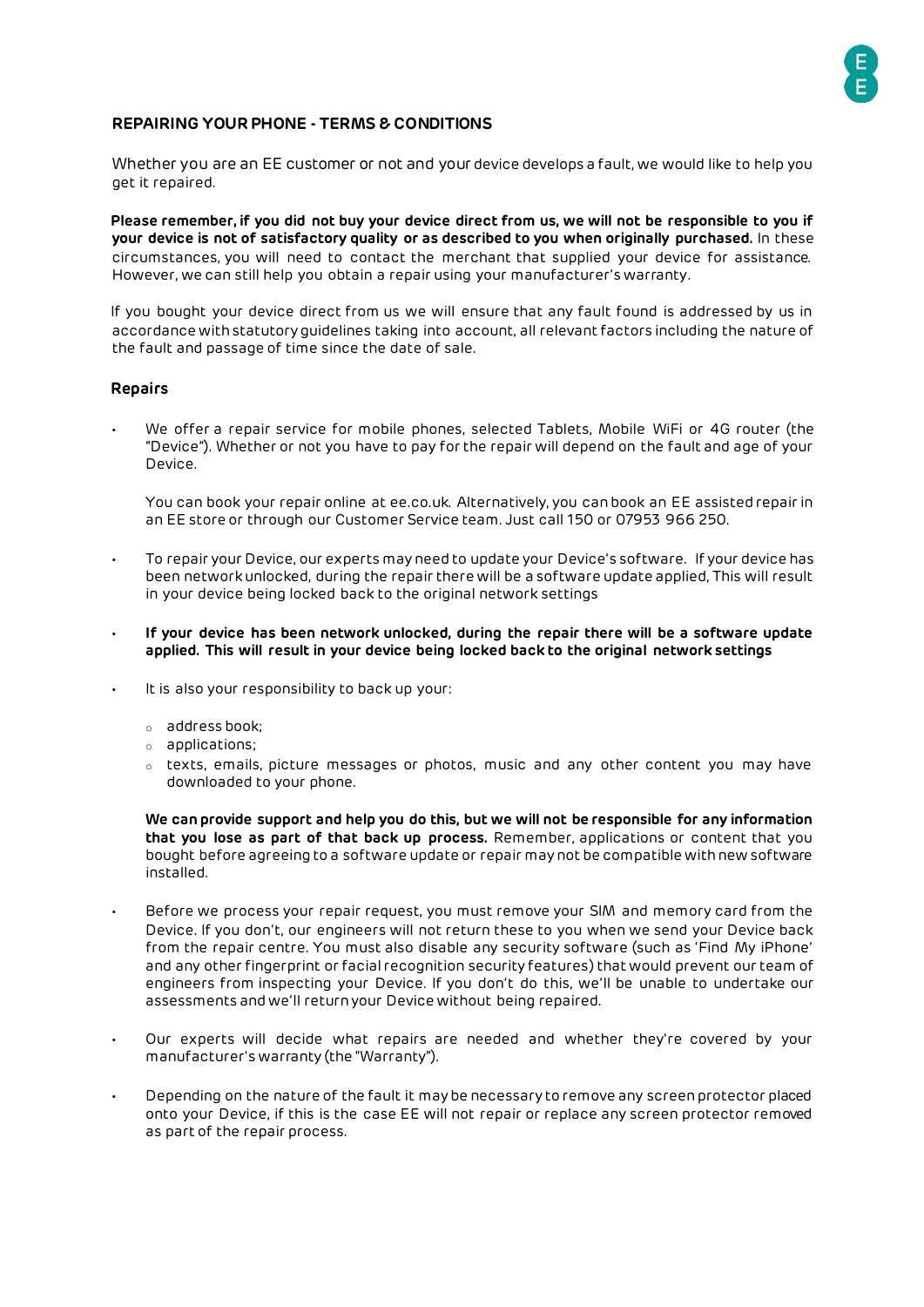## REPAIRING YOUR PHONE - TERMS & CONDITIONS

Whether you are an EE customer or not and your device develops a fault, we would like to help you get it repaired.

**Please remember, if you did not buy your device direct from us, we will not be responsible to you if your device is not of satisfactory quality or as described to you when originally purchased.** In these circumstances, you will need to contact the merchant that supplied your device for assistance. However, we can still help you obtain a repair using your manufacturer's warranty.

If you bought your device direct from us we will ensure that any fault found is addressed by us in accordance with statutory guidelines taking into account, all relevant factors including the nature of the fault and passage of time since the date of sale.

### Repairs

- We offer a repair service for mobile phones, selected Tablets, Mobile WiFi or 4G router (the "Device"). Whether or not you have to pay for the repair will depend on the fault and age of your Device.

  You can book your repair online at ee.co.uk. Alternatively, you can book an EE assisted repair in an EE store or through our Customer Service team. Just call 150 or 07953 966 250.

- To repair your Device, our experts may need to update your Device's software. If your device has been network unlocked, during the repair there will be a software update applied, This will result in your device being locked back to the original network settings

- **If your device has been network unlocked, during the repair there will be a software update applied. This will result in your device being locked back to the original network settings**

- It is also your responsibility to back up your:
  - address book;
  - applications;
  - texts, emails, picture messages or photos, music and any other content you may have downloaded to your phone.

  **We can provide support and help you do this, but we will not be responsible for any information that you lose as part of that back up process.** Remember, applications or content that you bought before agreeing to a software update or repair may not be compatible with new software installed.

- Before we process your repair request, you must remove your SIM and memory card from the Device. If you don't, our engineers will not return these to you when we send your Device back from the repair centre. You must also disable any security software (such as 'Find My iPhone' and any other fingerprint or facial recognition security features) that would prevent our team of engineers from inspecting your Device. If you don't do this, we'll be unable to undertake our assessments and we'll return your Device without being repaired.

- Our experts will decide what repairs are needed and whether they're covered by your manufacturer's warranty (the "Warranty").

- Depending on the nature of the fault it may be necessary to remove any screen protector placed onto your Device, if this is the case EE will not repair or replace any screen protector removed as part of the repair process.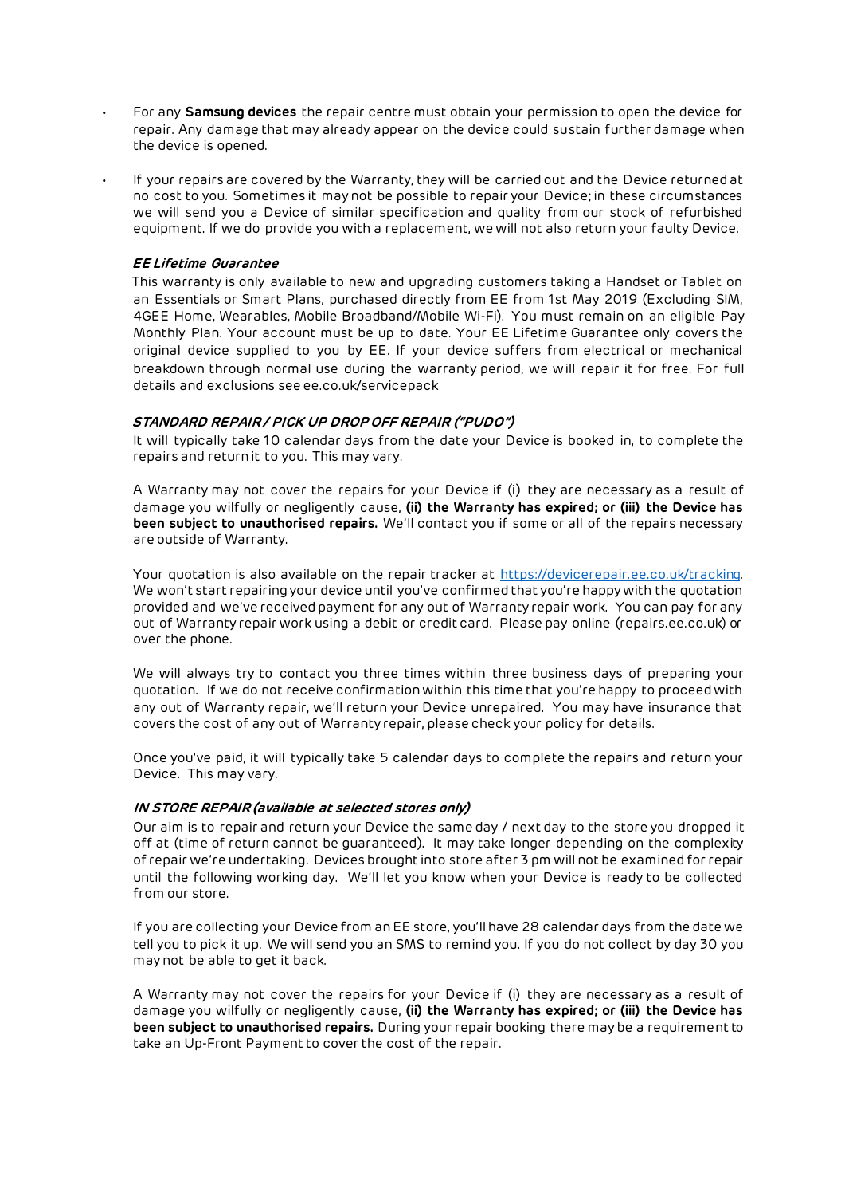- For any **Samsung devices** the repair centre must obtain your permission to open the device for repair. Any damage that may already appear on the device could sustain further damage when the device is opened.

- If your repairs are covered by the Warranty, they will be carried out and the Device returned at no cost to you. Sometimes it may not be possible to repair your Device; in these circumstances we will send you a Device of similar specification and quality from our stock of refurbished equipment. If we do provide you with a replacement, we will not also return your faulty Device.

***EE Lifetime Guarantee***

This warranty is only available to new and upgrading customers taking a Handset or Tablet on an Essentials or Smart Plans, purchased directly from EE from 1st May 2019 (Excluding SIM, 4GEE Home, Wearables, Mobile Broadband/Mobile Wi-Fi). You must remain on an eligible Pay Monthly Plan. Your account must be up to date. Your EE Lifetime Guarantee only covers the original device supplied to you by EE. If your device suffers from electrical or mechanical breakdown through normal use during the warranty period, we will repair it for free. For full details and exclusions see ee.co.uk/servicepack

***STANDARD REPAIR / PICK UP DROP OFF REPAIR ("PUDO")***

It will typically take 10 calendar days from the date your Device is booked in, to complete the repairs and return it to you. This may vary.

A Warranty may not cover the repairs for your Device if (i) they are necessary as a result of damage you wilfully or negligently cause, **(ii) the Warranty has expired; or (iii) the Device has been subject to unauthorised repairs.** We'll contact you if some or all of the repairs necessary are outside of Warranty.

Your quotation is also available on the repair tracker at [https://devicerepair.ee.co.uk/tracking](https://devicerepair.ee.co.uk/tracking). We won't start repairing your device until you've confirmed that you're happy with the quotation provided and we've received payment for any out of Warranty repair work. You can pay for any out of Warranty repair work using a debit or credit card. Please pay online (repairs.ee.co.uk) or over the phone.

We will always try to contact you three times within three business days of preparing your quotation. If we do not receive confirmation within this time that you're happy to proceed with any out of Warranty repair, we'll return your Device unrepaired. You may have insurance that covers the cost of any out of Warranty repair, please check your policy for details.

Once you've paid, it will typically take 5 calendar days to complete the repairs and return your Device. This may vary.

***IN STORE REPAIR (available at selected stores only)***

Our aim is to repair and return your Device the same day / next day to the store you dropped it off at (time of return cannot be guaranteed). It may take longer depending on the complexity of repair we're undertaking. Devices brought into store after 3 pm will not be examined for repair until the following working day. We'll let you know when your Device is ready to be collected from our store.

If you are collecting your Device from an EE store, you'll have 28 calendar days from the date we tell you to pick it up. We will send you an SMS to remind you. If you do not collect by day 30 you may not be able to get it back.

A Warranty may not cover the repairs for your Device if (i) they are necessary as a result of damage you wilfully or negligently cause, **(ii) the Warranty has expired; or (iii) the Device has been subject to unauthorised repairs.** During your repair booking there may be a requirement to take an Up-Front Payment to cover the cost of the repair.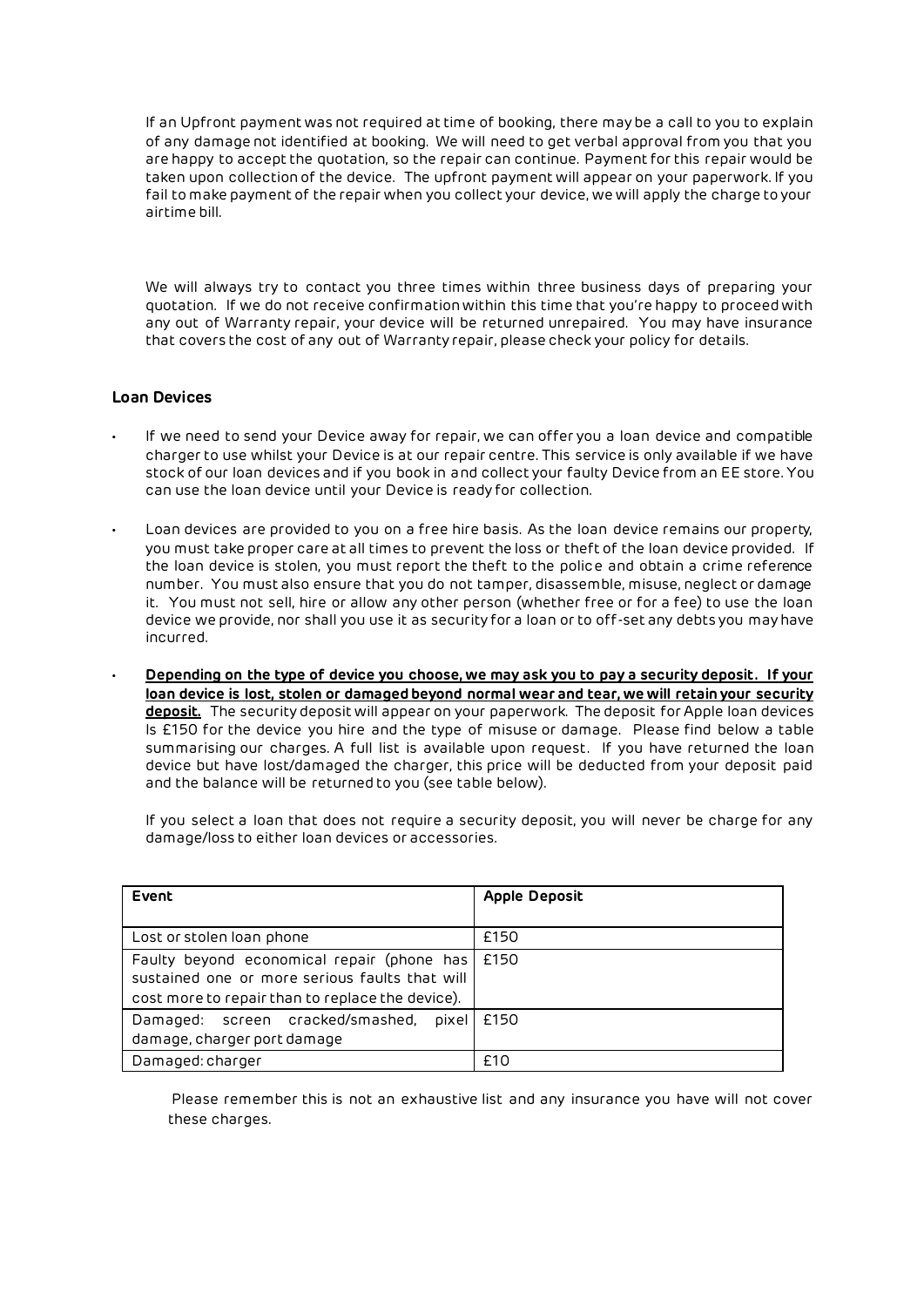If an Upfront payment was not required at time of booking, there may be a call to you to explain of any damage not identified at booking. We will need to get verbal approval from you that you are happy to accept the quotation, so the repair can continue. Payment for this repair would be taken upon collection of the device. The upfront payment will appear on your paperwork. If you fail to make payment of the repair when you collect your device, we will apply the charge to your airtime bill.

We will always try to contact you three times within three business days of preparing your quotation. If we do not receive confirmation within this time that you're happy to proceed with any out of Warranty repair, your device will be returned unrepaired. You may have insurance that covers the cost of any out of Warranty repair, please check your policy for details.

### Loan Devices

- If we need to send your Device away for repair, we can offer you a loan device and compatible charger to use whilst your Device is at our repair centre. This service is only available if we have stock of our loan devices and if you book in and collect your faulty Device from an EE store. You can use the loan device until your Device is ready for collection.
- Loan devices are provided to you on a free hire basis. As the loan device remains our property, you must take proper care at all times to prevent the loss or theft of the loan device provided. If the loan device is stolen, you must report the theft to the police and obtain a crime reference number. You must also ensure that you do not tamper, disassemble, misuse, neglect or damage it. You must not sell, hire or allow any other person (whether free or for a fee) to use the loan device we provide, nor shall you use it as security for a loan or to off-set any debts you may have incurred.
- <u>**Depending on the type of device you choose, we may ask you to pay a security deposit. If your loan device is lost, stolen or damaged beyond normal wear and tear, we will retain your security deposit.**</u> The security deposit will appear on your paperwork. The deposit for Apple loan devices Is £150 for the device you hire and the type of misuse or damage. Please find below a table summarising our charges. A full list is available upon request. If you have returned the loan device but have lost/damaged the charger, this price will be deducted from your deposit paid and the balance will be returned to you (see table below).

  If you select a loan that does not require a security deposit, you will never be charge for any damage/loss to either loan devices or accessories.

| **Event** | **Apple Deposit** |
| --- | --- |
| Lost or stolen loan phone | £150 |
| Faulty beyond economical repair (phone has sustained one or more serious faults that will cost more to repair than to replace the device). | £150 |
| Damaged: screen cracked/smashed, pixel damage, charger port damage | £150 |
| Damaged: charger | £10 |

Please remember this is not an exhaustive list and any insurance you have will not cover these charges.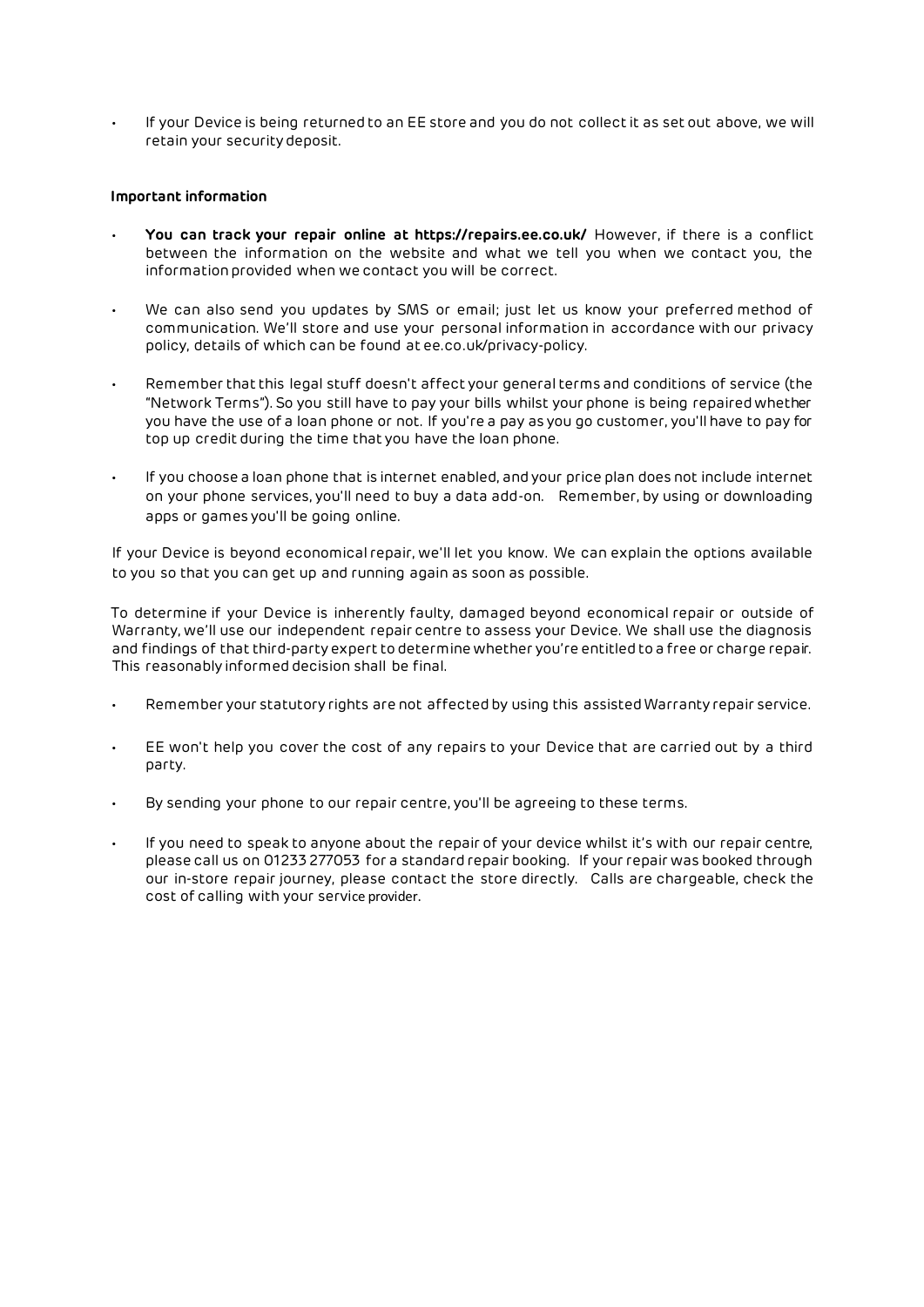- If your Device is being returned to an EE store and you do not collect it as set out above, we will retain your security deposit.

**Important information**

- **You can track your repair online at https://repairs.ee.co.uk/** However, if there is a conflict between the information on the website and what we tell you when we contact you, the information provided when we contact you will be correct.
- We can also send you updates by SMS or email; just let us know your preferred method of communication. We'll store and use your personal information in accordance with our privacy policy, details of which can be found at ee.co.uk/privacy-policy.
- Remember that this legal stuff doesn't affect your general terms and conditions of service (the "Network Terms"). So you still have to pay your bills whilst your phone is being repaired whether you have the use of a loan phone or not. If you're a pay as you go customer, you'll have to pay for top up credit during the time that you have the loan phone.
- If you choose a loan phone that is internet enabled, and your price plan does not include internet on your phone services, you'll need to buy a data add-on. Remember, by using or downloading apps or games you'll be going online.

If your Device is beyond economical repair, we'll let you know. We can explain the options available to you so that you can get up and running again as soon as possible.

To determine if your Device is inherently faulty, damaged beyond economical repair or outside of Warranty, we'll use our independent repair centre to assess your Device. We shall use the diagnosis and findings of that third-party expert to determine whether you're entitled to a free or charge repair. This reasonably informed decision shall be final.

- Remember your statutory rights are not affected by using this assisted Warranty repair service.
- EE won't help you cover the cost of any repairs to your Device that are carried out by a third party.
- By sending your phone to our repair centre, you'll be agreeing to these terms.
- If you need to speak to anyone about the repair of your device whilst it's with our repair centre, please call us on 01233 277053 for a standard repair booking. If your repair was booked through our in-store repair journey, please contact the store directly. Calls are chargeable, check the cost of calling with your service provider.